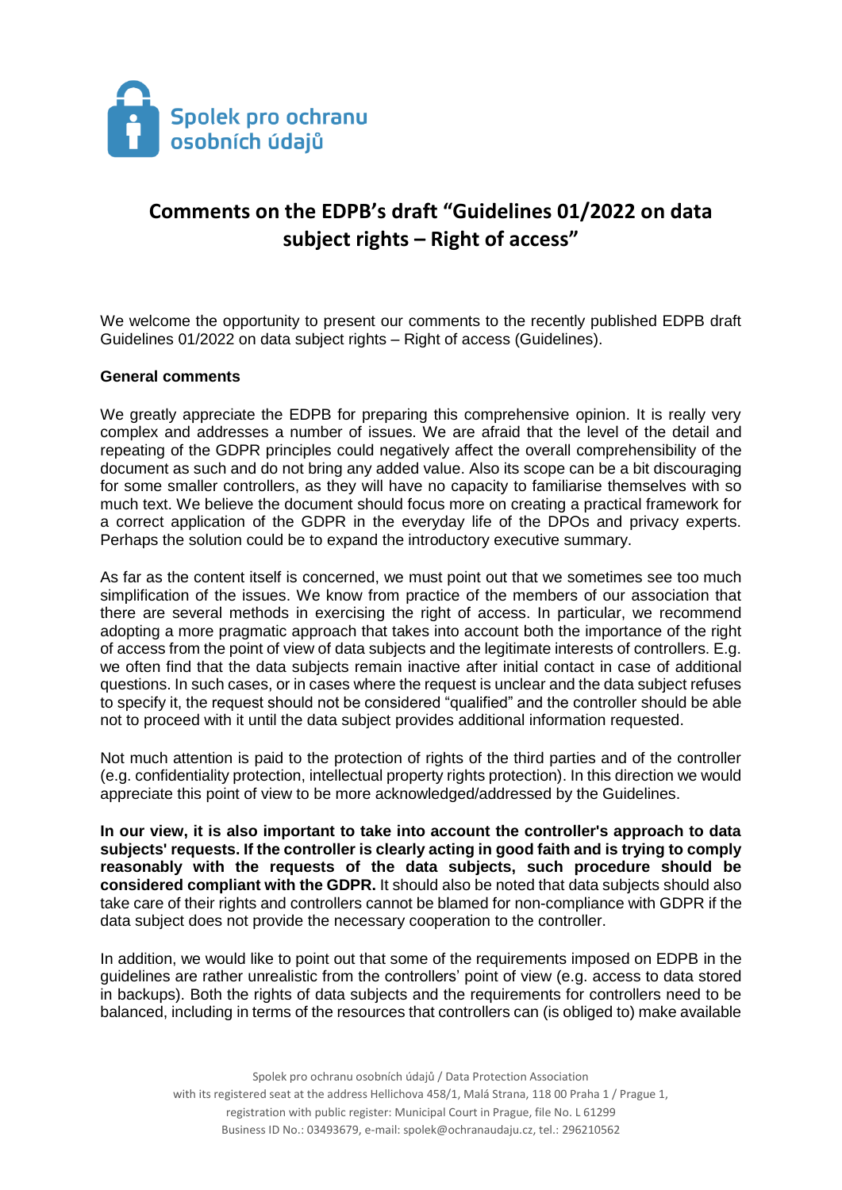Spolek pro ochranu osobních údajů

# Comments on the EDPB's draft "Guidelines 01/2022 on data subject rights – Right of access"

We welcome the opportunity to present our comments to the recently published EDPB draft Guidelines 01/2022 on data subject rights – Right of access (Guidelines).

**General comments**

We greatly appreciate the EDPB for preparing this comprehensive opinion. It is really very complex and addresses a number of issues. We are afraid that the level of the detail and repeating of the GDPR principles could negatively affect the overall comprehensibility of the document as such and do not bring any added value. Also its scope can be a bit discouraging for some smaller controllers, as they will have no capacity to familiarise themselves with so much text. We believe the document should focus more on creating a practical framework for a correct application of the GDPR in the everyday life of the DPOs and privacy experts. Perhaps the solution could be to expand the introductory executive summary.

As far as the content itself is concerned, we must point out that we sometimes see too much simplification of the issues. We know from practice of the members of our association that there are several methods in exercising the right of access. In particular, we recommend adopting a more pragmatic approach that takes into account both the importance of the right of access from the point of view of data subjects and the legitimate interests of controllers. E.g. we often find that the data subjects remain inactive after initial contact in case of additional questions. In such cases, or in cases where the request is unclear and the data subject refuses to specify it, the request should not be considered "qualified" and the controller should be able not to proceed with it until the data subject provides additional information requested.

Not much attention is paid to the protection of rights of the third parties and of the controller (e.g. confidentiality protection, intellectual property rights protection). In this direction we would appreciate this point of view to be more acknowledged/addressed by the Guidelines.

**In our view, it is also important to take into account the controller's approach to data subjects' requests. If the controller is clearly acting in good faith and is trying to comply reasonably with the requests of the data subjects, such procedure should be considered compliant with the GDPR.** It should also be noted that data subjects should also take care of their rights and controllers cannot be blamed for non-compliance with GDPR if the data subject does not provide the necessary cooperation to the controller.

In addition, we would like to point out that some of the requirements imposed on EDPB in the guidelines are rather unrealistic from the controllers' point of view (e.g. access to data stored in backups). Both the rights of data subjects and the requirements for controllers need to be balanced, including in terms of the resources that controllers can (is obliged to) make available

Spolek pro ochranu osobních údajů / Data Protection Association
with its registered seat at the address Hellichova 458/1, Malá Strana, 118 00 Praha 1 / Prague 1,
registration with public register: Municipal Court in Prague, file No. L 61299
Business ID No.: 03493679, e-mail: spolek@ochranaudaju.cz, tel.: 296210562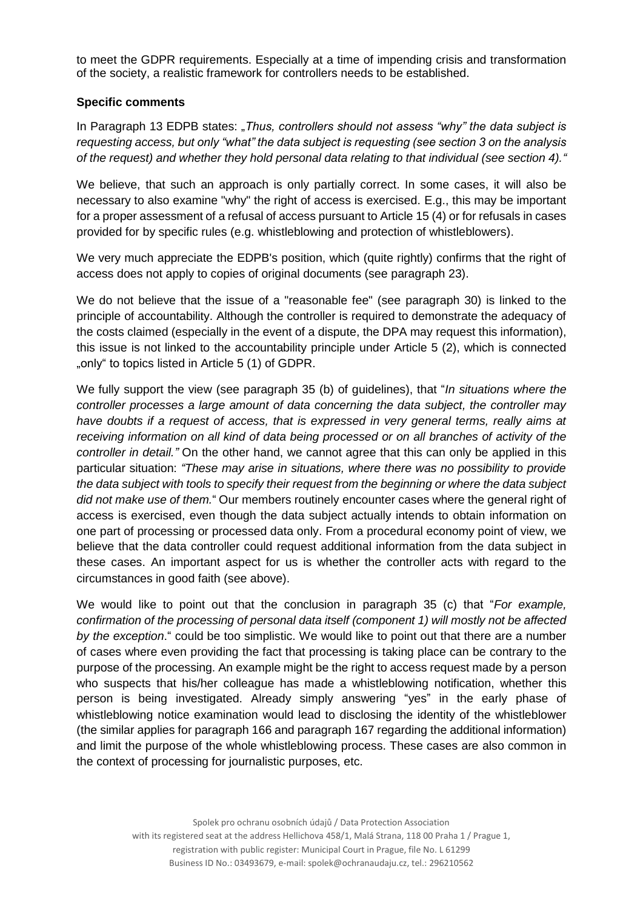to meet the GDPR requirements. Especially at a time of impending crisis and transformation of the society, a realistic framework for controllers needs to be established.

**Specific comments**

In Paragraph 13 EDPB states: „*Thus, controllers should not assess "why" the data subject is requesting access, but only "what" the data subject is requesting (see section 3 on the analysis of the request) and whether they hold personal data relating to that individual (see section 4)."*

We believe, that such an approach is only partially correct. In some cases, it will also be necessary to also examine "why" the right of access is exercised. E.g., this may be important for a proper assessment of a refusal of access pursuant to Article 15 (4) or for refusals in cases provided for by specific rules (e.g. whistleblowing and protection of whistleblowers).

We very much appreciate the EDPB's position, which (quite rightly) confirms that the right of access does not apply to copies of original documents (see paragraph 23).

We do not believe that the issue of a "reasonable fee" (see paragraph 30) is linked to the principle of accountability. Although the controller is required to demonstrate the adequacy of the costs claimed (especially in the event of a dispute, the DPA may request this information), this issue is not linked to the accountability principle under Article 5 (2), which is connected „only" to topics listed in Article 5 (1) of GDPR.

We fully support the view (see paragraph 35 (b) of guidelines), that "*In situations where the controller processes a large amount of data concerning the data subject, the controller may have doubts if a request of access, that is expressed in very general terms, really aims at receiving information on all kind of data being processed or on all branches of activity of the controller in detail."* On the other hand, we cannot agree that this can only be applied in this particular situation: *"These may arise in situations, where there was no possibility to provide the data subject with tools to specify their request from the beginning or where the data subject did not make use of them.*" Our members routinely encounter cases where the general right of access is exercised, even though the data subject actually intends to obtain information on one part of processing or processed data only. From a procedural economy point of view, we believe that the data controller could request additional information from the data subject in these cases. An important aspect for us is whether the controller acts with regard to the circumstances in good faith (see above).

We would like to point out that the conclusion in paragraph 35 (c) that "*For example, confirmation of the processing of personal data itself (component 1) will mostly not be affected by the exception*." could be too simplistic. We would like to point out that there are a number of cases where even providing the fact that processing is taking place can be contrary to the purpose of the processing. An example might be the right to access request made by a person who suspects that his/her colleague has made a whistleblowing notification, whether this person is being investigated. Already simply answering "yes" in the early phase of whistleblowing notice examination would lead to disclosing the identity of the whistleblower (the similar applies for paragraph 166 and paragraph 167 regarding the additional information) and limit the purpose of the whole whistleblowing process. These cases are also common in the context of processing for journalistic purposes, etc.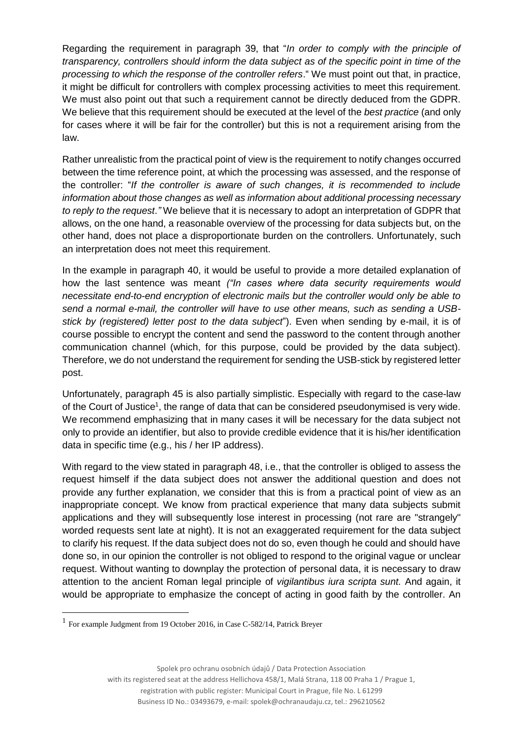Regarding the requirement in paragraph 39, that "*In order to comply with the principle of transparency, controllers should inform the data subject as of the specific point in time of the processing to which the response of the controller refers*." We must point out that, in practice, it might be difficult for controllers with complex processing activities to meet this requirement. We must also point out that such a requirement cannot be directly deduced from the GDPR. We believe that this requirement should be executed at the level of the *best practice* (and only for cases where it will be fair for the controller) but this is not a requirement arising from the law.

Rather unrealistic from the practical point of view is the requirement to notify changes occurred between the time reference point, at which the processing was assessed, and the response of the controller: "*If the controller is aware of such changes, it is recommended to include information about those changes as well as information about additional processing necessary to reply to the request*.*"* We believe that it is necessary to adopt an interpretation of GDPR that allows, on the one hand, a reasonable overview of the processing for data subjects but, on the other hand, does not place a disproportionate burden on the controllers. Unfortunately, such an interpretation does not meet this requirement.

In the example in paragraph 40, it would be useful to provide a more detailed explanation of how the last sentence was meant *("In cases where data security requirements would necessitate end-to-end encryption of electronic mails but the controller would only be able to send a normal e-mail, the controller will have to use other means, such as sending a USB-stick by (registered) letter post to the data subject*"). Even when sending by e-mail, it is of course possible to encrypt the content and send the password to the content through another communication channel (which, for this purpose, could be provided by the data subject). Therefore, we do not understand the requirement for sending the USB-stick by registered letter post.

Unfortunately, paragraph 45 is also partially simplistic. Especially with regard to the case-law of the Court of Justice[1], the range of data that can be considered pseudonymised is very wide. We recommend emphasizing that in many cases it will be necessary for the data subject not only to provide an identifier, but also to provide credible evidence that it is his/her identification data in specific time (e.g., his / her IP address).

With regard to the view stated in paragraph 48, i.e., that the controller is obliged to assess the request himself if the data subject does not answer the additional question and does not provide any further explanation, we consider that this is from a practical point of view as an inappropriate concept. We know from practical experience that many data subjects submit applications and they will subsequently lose interest in processing (not rare are "strangely" worded requests sent late at night). It is not an exaggerated requirement for the data subject to clarify his request. If the data subject does not do so, even though he could and should have done so, in our opinion the controller is not obliged to respond to the original vague or unclear request. Without wanting to downplay the protection of personal data, it is necessary to draw attention to the ancient Roman legal principle of *vigilantibus iura scripta sunt.* And again, it would be appropriate to emphasize the concept of acting in good faith by the controller. An

[1] For example Judgment from 19 October 2016, in Case C-582/14, Patrick Breyer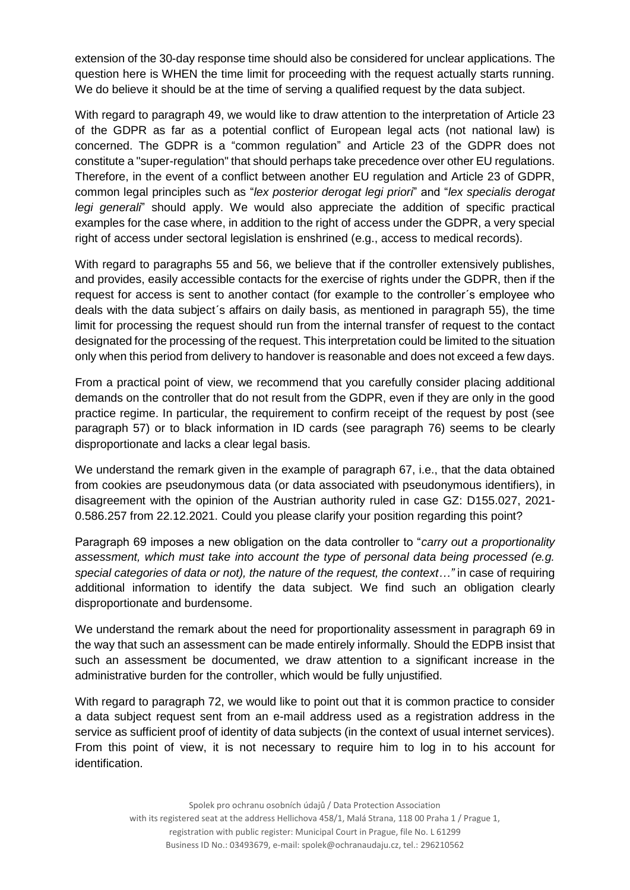extension of the 30-day response time should also be considered for unclear applications. The question here is WHEN the time limit for proceeding with the request actually starts running. We do believe it should be at the time of serving a qualified request by the data subject.

With regard to paragraph 49, we would like to draw attention to the interpretation of Article 23 of the GDPR as far as a potential conflict of European legal acts (not national law) is concerned. The GDPR is a "common regulation" and Article 23 of the GDPR does not constitute a "super-regulation" that should perhaps take precedence over other EU regulations. Therefore, in the event of a conflict between another EU regulation and Article 23 of GDPR, common legal principles such as "*lex posterior derogat legi priori*" and "*lex specialis derogat legi generali*" should apply. We would also appreciate the addition of specific practical examples for the case where, in addition to the right of access under the GDPR, a very special right of access under sectoral legislation is enshrined (e.g., access to medical records).

With regard to paragraphs 55 and 56, we believe that if the controller extensively publishes, and provides, easily accessible contacts for the exercise of rights under the GDPR, then if the request for access is sent to another contact (for example to the controller´s employee who deals with the data subject´s affairs on daily basis, as mentioned in paragraph 55), the time limit for processing the request should run from the internal transfer of request to the contact designated for the processing of the request. This interpretation could be limited to the situation only when this period from delivery to handover is reasonable and does not exceed a few days.

From a practical point of view, we recommend that you carefully consider placing additional demands on the controller that do not result from the GDPR, even if they are only in the good practice regime. In particular, the requirement to confirm receipt of the request by post (see paragraph 57) or to black information in ID cards (see paragraph 76) seems to be clearly disproportionate and lacks a clear legal basis.

We understand the remark given in the example of paragraph 67, i.e., that the data obtained from cookies are pseudonymous data (or data associated with pseudonymous identifiers), in disagreement with the opinion of the Austrian authority ruled in case GZ: D155.027, 2021-0.586.257 from 22.12.2021. Could you please clarify your position regarding this point?

Paragraph 69 imposes a new obligation on the data controller to "*carry out a proportionality assessment, which must take into account the type of personal data being processed (e.g. special categories of data or not), the nature of the request, the context…"* in case of requiring additional information to identify the data subject. We find such an obligation clearly disproportionate and burdensome.

We understand the remark about the need for proportionality assessment in paragraph 69 in the way that such an assessment can be made entirely informally. Should the EDPB insist that such an assessment be documented, we draw attention to a significant increase in the administrative burden for the controller, which would be fully unjustified.

With regard to paragraph 72, we would like to point out that it is common practice to consider a data subject request sent from an e-mail address used as a registration address in the service as sufficient proof of identity of data subjects (in the context of usual internet services). From this point of view, it is not necessary to require him to log in to his account for identification.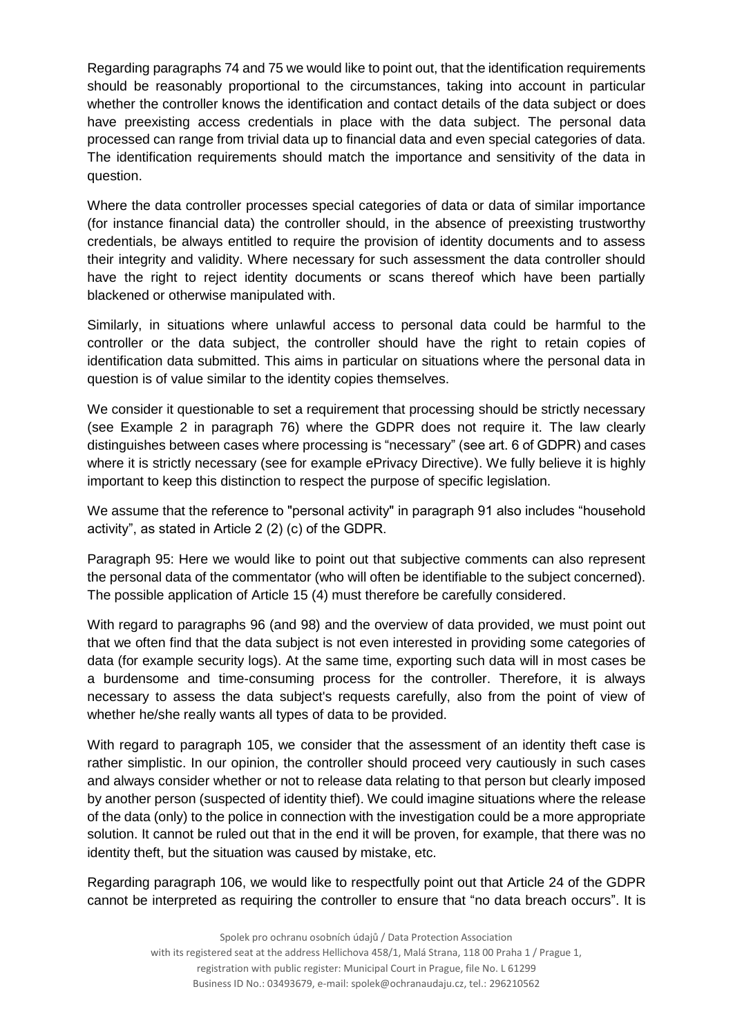Regarding paragraphs 74 and 75 we would like to point out, that the identification requirements should be reasonably proportional to the circumstances, taking into account in particular whether the controller knows the identification and contact details of the data subject or does have preexisting access credentials in place with the data subject. The personal data processed can range from trivial data up to financial data and even special categories of data. The identification requirements should match the importance and sensitivity of the data in question.

Where the data controller processes special categories of data or data of similar importance (for instance financial data) the controller should, in the absence of preexisting trustworthy credentials, be always entitled to require the provision of identity documents and to assess their integrity and validity. Where necessary for such assessment the data controller should have the right to reject identity documents or scans thereof which have been partially blackened or otherwise manipulated with.

Similarly, in situations where unlawful access to personal data could be harmful to the controller or the data subject, the controller should have the right to retain copies of identification data submitted. This aims in particular on situations where the personal data in question is of value similar to the identity copies themselves.

We consider it questionable to set a requirement that processing should be strictly necessary (see Example 2 in paragraph 76) where the GDPR does not require it. The law clearly distinguishes between cases where processing is "necessary" (see art. 6 of GDPR) and cases where it is strictly necessary (see for example ePrivacy Directive). We fully believe it is highly important to keep this distinction to respect the purpose of specific legislation.

We assume that the reference to "personal activity" in paragraph 91 also includes "household activity", as stated in Article 2 (2) (c) of the GDPR.

Paragraph 95: Here we would like to point out that subjective comments can also represent the personal data of the commentator (who will often be identifiable to the subject concerned). The possible application of Article 15 (4) must therefore be carefully considered.

With regard to paragraphs 96 (and 98) and the overview of data provided, we must point out that we often find that the data subject is not even interested in providing some categories of data (for example security logs). At the same time, exporting such data will in most cases be a burdensome and time-consuming process for the controller. Therefore, it is always necessary to assess the data subject's requests carefully, also from the point of view of whether he/she really wants all types of data to be provided.

With regard to paragraph 105, we consider that the assessment of an identity theft case is rather simplistic. In our opinion, the controller should proceed very cautiously in such cases and always consider whether or not to release data relating to that person but clearly imposed by another person (suspected of identity thief). We could imagine situations where the release of the data (only) to the police in connection with the investigation could be a more appropriate solution. It cannot be ruled out that in the end it will be proven, for example, that there was no identity theft, but the situation was caused by mistake, etc.

Regarding paragraph 106, we would like to respectfully point out that Article 24 of the GDPR cannot be interpreted as requiring the controller to ensure that "no data breach occurs". It is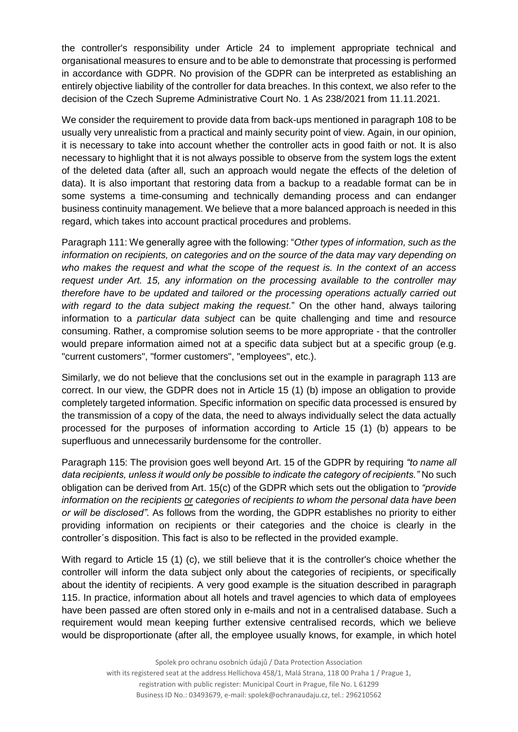the controller's responsibility under Article 24 to implement appropriate technical and organisational measures to ensure and to be able to demonstrate that processing is performed in accordance with GDPR. No provision of the GDPR can be interpreted as establishing an entirely objective liability of the controller for data breaches. In this context, we also refer to the decision of the Czech Supreme Administrative Court No. 1 As 238/2021 from 11.11.2021.

We consider the requirement to provide data from back-ups mentioned in paragraph 108 to be usually very unrealistic from a practical and mainly security point of view. Again, in our opinion, it is necessary to take into account whether the controller acts in good faith or not. It is also necessary to highlight that it is not always possible to observe from the system logs the extent of the deleted data (after all, such an approach would negate the effects of the deletion of data). It is also important that restoring data from a backup to a readable format can be in some systems a time-consuming and technically demanding process and can endanger business continuity management. We believe that a more balanced approach is needed in this regard, which takes into account practical procedures and problems.

Paragraph 111: We generally agree with the following: "*Other types of information, such as the information on recipients, on categories and on the source of the data may vary depending on who makes the request and what the scope of the request is. In the context of an access request under Art. 15, any information on the processing available to the controller may therefore have to be updated and tailored or the processing operations actually carried out with regard to the data subject making the request.*" On the other hand, always tailoring information to a *particular data subject* can be quite challenging and time and resource consuming. Rather, a compromise solution seems to be more appropriate - that the controller would prepare information aimed not at a specific data subject but at a specific group (e.g. "current customers", "former customers", "employees", etc.).

Similarly, we do not believe that the conclusions set out in the example in paragraph 113 are correct. In our view, the GDPR does not in Article 15 (1) (b) impose an obligation to provide completely targeted information. Specific information on specific data processed is ensured by the transmission of a copy of the data, the need to always individually select the data actually processed for the purposes of information according to Article 15 (1) (b) appears to be superfluous and unnecessarily burdensome for the controller.

Paragraph 115: The provision goes well beyond Art. 15 of the GDPR by requiring *"to name all data recipients, unless it would only be possible to indicate the category of recipients."* No such obligation can be derived from Art. 15(c) of the GDPR which sets out the obligation to *"provide information on the recipients <u>or</u> categories of recipients to whom the personal data have been or will be disclosed"*. As follows from the wording, the GDPR establishes no priority to either providing information on recipients or their categories and the choice is clearly in the controller´s disposition. This fact is also to be reflected in the provided example.

With regard to Article 15 (1) (c), we still believe that it is the controller's choice whether the controller will inform the data subject only about the categories of recipients, or specifically about the identity of recipients. A very good example is the situation described in paragraph 115. In practice, information about all hotels and travel agencies to which data of employees have been passed are often stored only in e-mails and not in a centralised database. Such a requirement would mean keeping further extensive centralised records, which we believe would be disproportionate (after all, the employee usually knows, for example, in which hotel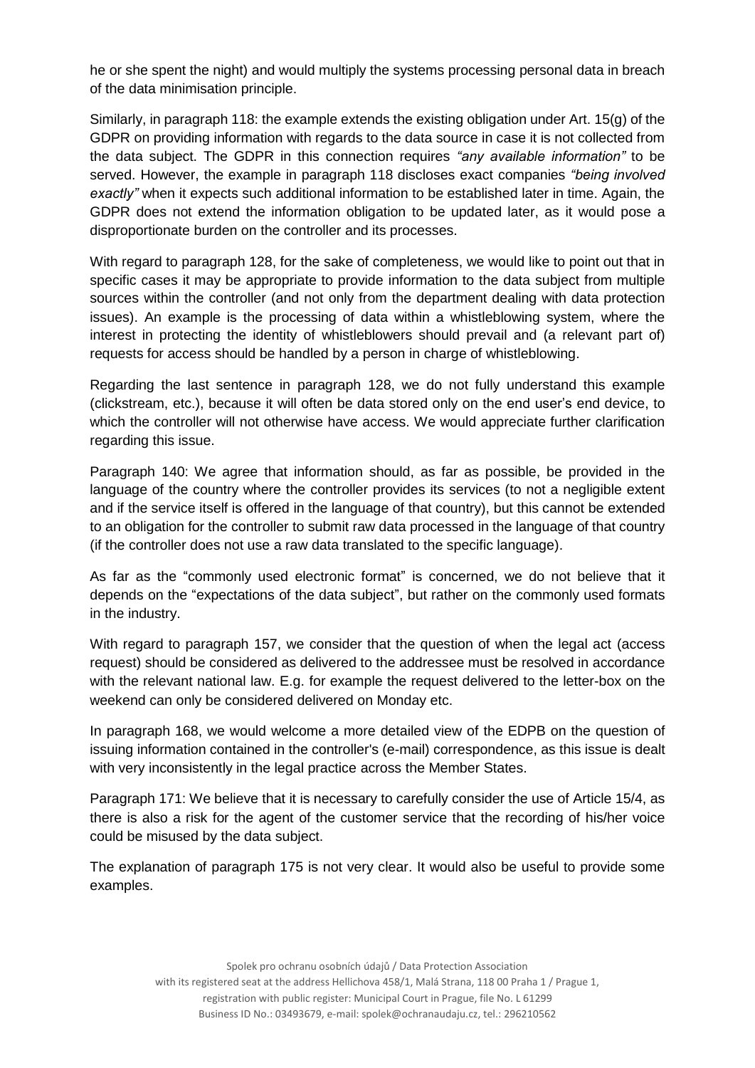he or she spent the night) and would multiply the systems processing personal data in breach of the data minimisation principle.

Similarly, in paragraph 118: the example extends the existing obligation under Art. 15(g) of the GDPR on providing information with regards to the data source in case it is not collected from the data subject. The GDPR in this connection requires *"any available information"* to be served. However, the example in paragraph 118 discloses exact companies *"being involved exactly"* when it expects such additional information to be established later in time. Again, the GDPR does not extend the information obligation to be updated later, as it would pose a disproportionate burden on the controller and its processes.

With regard to paragraph 128, for the sake of completeness, we would like to point out that in specific cases it may be appropriate to provide information to the data subject from multiple sources within the controller (and not only from the department dealing with data protection issues). An example is the processing of data within a whistleblowing system, where the interest in protecting the identity of whistleblowers should prevail and (a relevant part of) requests for access should be handled by a person in charge of whistleblowing.

Regarding the last sentence in paragraph 128, we do not fully understand this example (clickstream, etc.), because it will often be data stored only on the end user's end device, to which the controller will not otherwise have access. We would appreciate further clarification regarding this issue.

Paragraph 140: We agree that information should, as far as possible, be provided in the language of the country where the controller provides its services (to not a negligible extent and if the service itself is offered in the language of that country), but this cannot be extended to an obligation for the controller to submit raw data processed in the language of that country (if the controller does not use a raw data translated to the specific language).

As far as the "commonly used electronic format" is concerned, we do not believe that it depends on the "expectations of the data subject", but rather on the commonly used formats in the industry.

With regard to paragraph 157, we consider that the question of when the legal act (access request) should be considered as delivered to the addressee must be resolved in accordance with the relevant national law. E.g. for example the request delivered to the letter-box on the weekend can only be considered delivered on Monday etc.

In paragraph 168, we would welcome a more detailed view of the EDPB on the question of issuing information contained in the controller's (e-mail) correspondence, as this issue is dealt with very inconsistently in the legal practice across the Member States.

Paragraph 171: We believe that it is necessary to carefully consider the use of Article 15/4, as there is also a risk for the agent of the customer service that the recording of his/her voice could be misused by the data subject.

The explanation of paragraph 175 is not very clear. It would also be useful to provide some examples.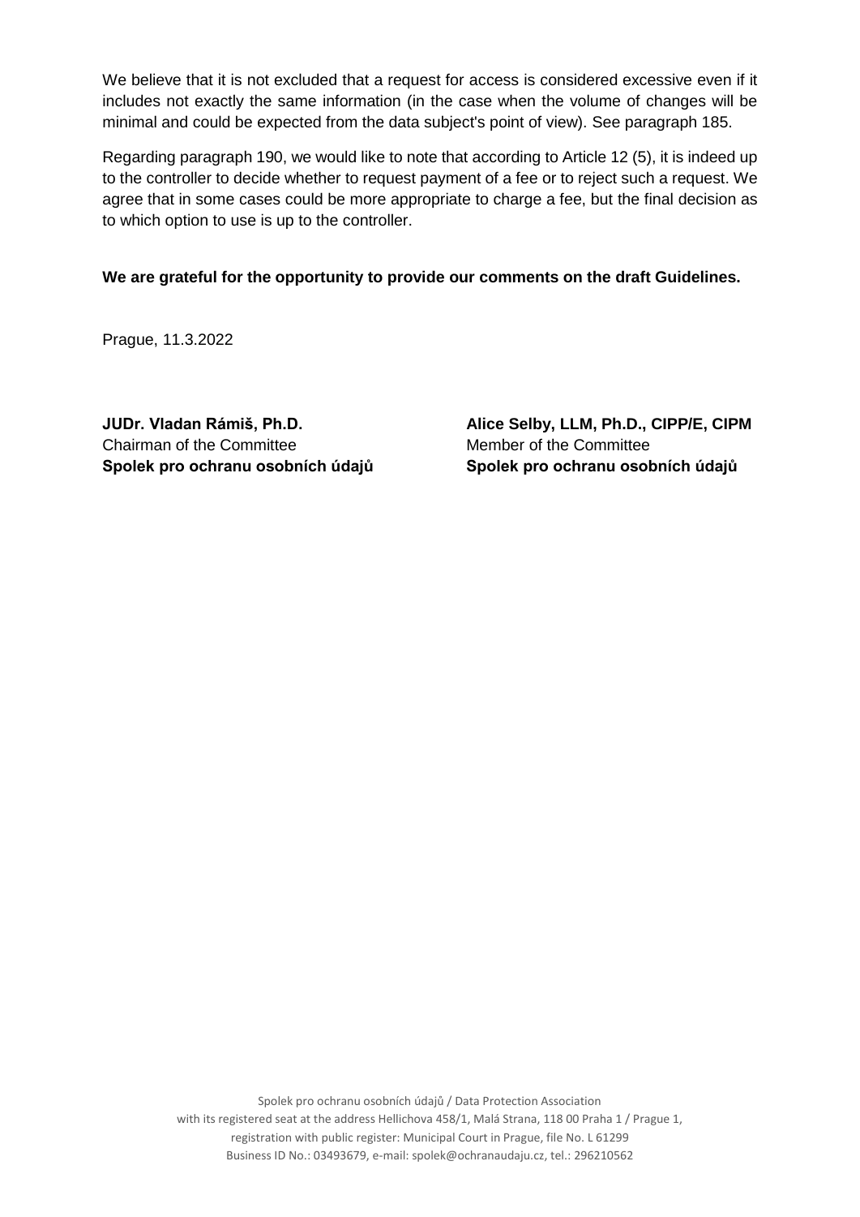We believe that it is not excluded that a request for access is considered excessive even if it includes not exactly the same information (in the case when the volume of changes will be minimal and could be expected from the data subject's point of view). See paragraph 185.

Regarding paragraph 190, we would like to note that according to Article 12 (5), it is indeed up to the controller to decide whether to request payment of a fee or to reject such a request. We agree that in some cases could be more appropriate to charge a fee, but the final decision as to which option to use is up to the controller.

**We are grateful for the opportunity to provide our comments on the draft Guidelines.**

Prague, 11.3.2022

**JUDr. Vladan Rámiš, Ph.D.**
Chairman of the Committee
**Spolek pro ochranu osobních údajů**

**Alice Selby, LLM, Ph.D., CIPP/E, CIPM**
Member of the Committee
**Spolek pro ochranu osobních údajů**

Spolek pro ochranu osobních údajů / Data Protection Association
with its registered seat at the address Hellichova 458/1, Malá Strana, 118 00 Praha 1 / Prague 1,
registration with public register: Municipal Court in Prague, file No. L 61299
Business ID No.: 03493679, e-mail: spolek@ochranaudaju.cz, tel.: 296210562